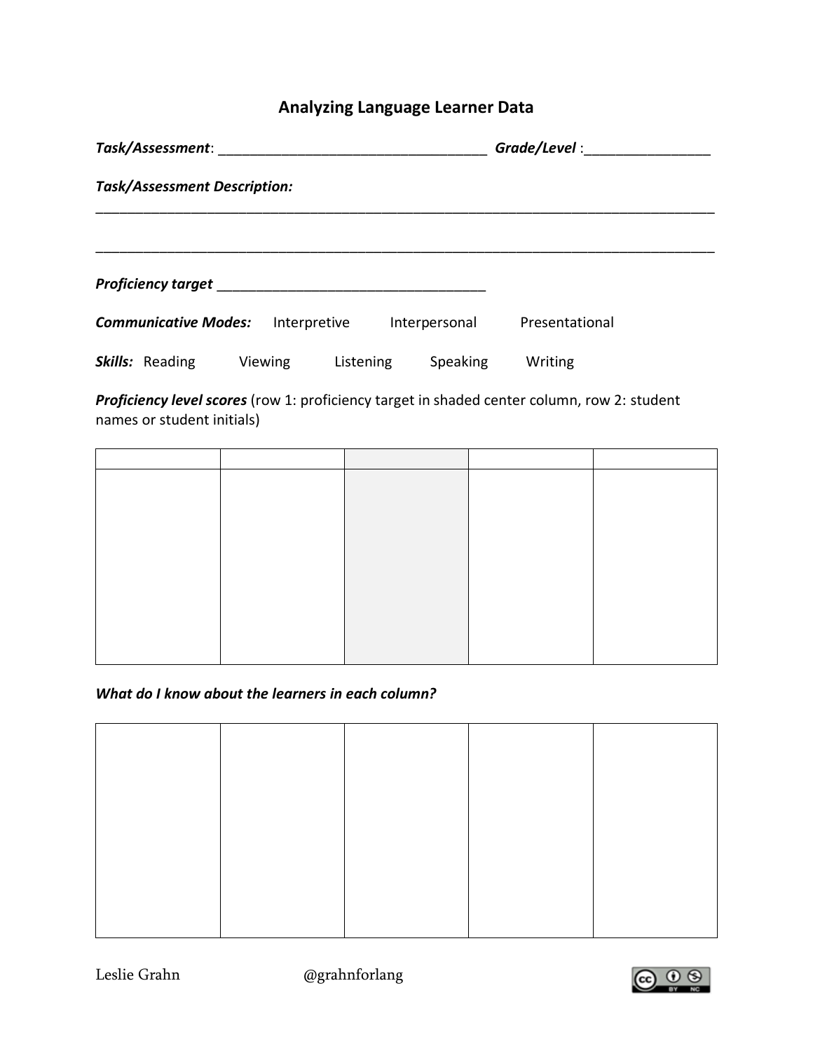# Analyzing Language Learner Data

***Task/Assessment***: ___________________________________ ***Grade/Level*** :________________

***Task/Assessment Description:***

______________________________________________________________________________

______________________________________________________________________________

***Proficiency target*** ___________________________________

***Communicative Modes:*** Interpretive Interpersonal Presentational

***Skills:*** Reading Viewing Listening Speaking Writing

***Proficiency level scores*** (row 1: proficiency target in shaded center column, row 2: student names or student initials)

| | | | | |
|---|---|---|---|---|
| | | | | |
| | | | | |

***What do I know about the learners in each column?***

| | | | | |
|---|---|---|---|---|
| | | | | |

Leslie Grahn @grahnforlang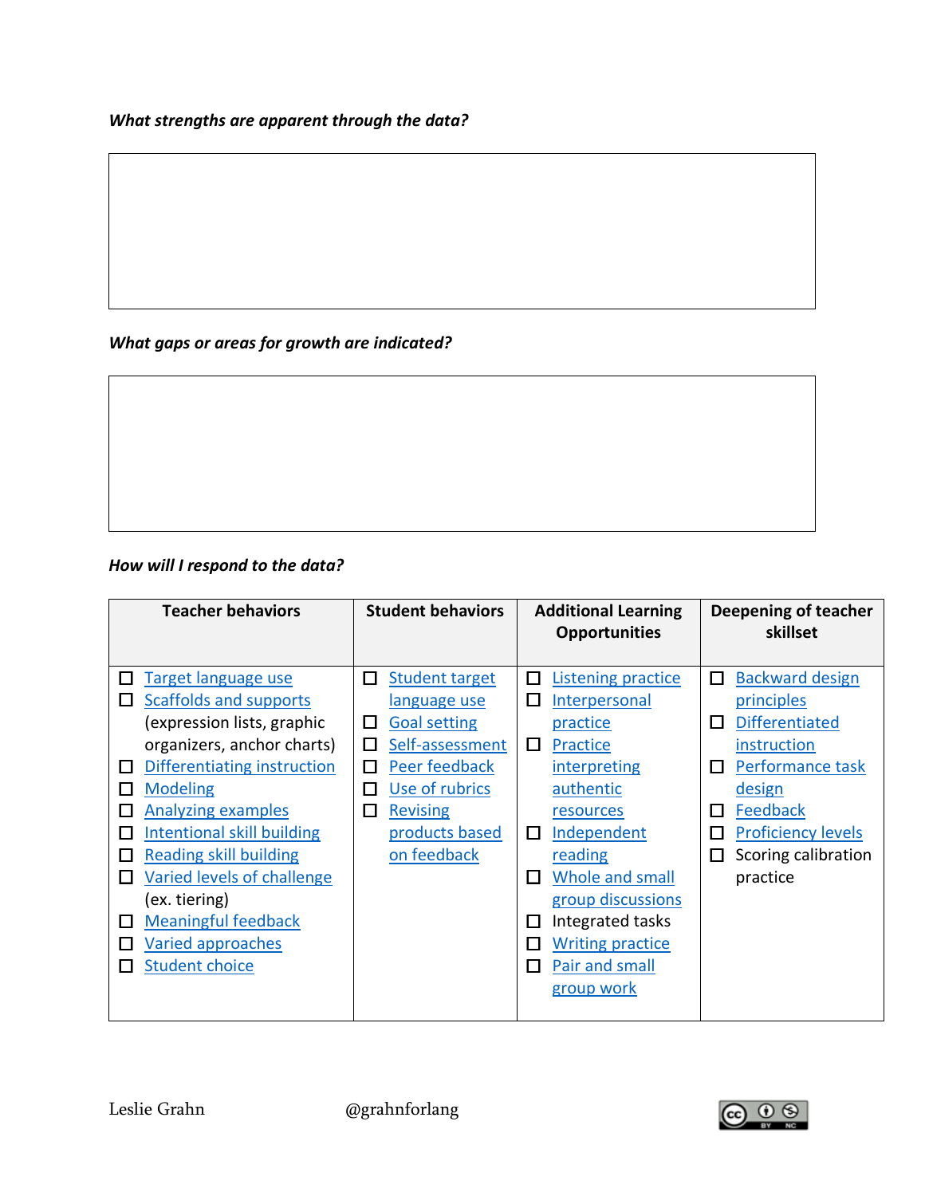***What strengths are apparent through the data?***

| |
|---|
| |

***What gaps or areas for growth are indicated?***

| |
|---|
| |

***How will I respond to the data?***

| Teacher behaviors | Student behaviors | Additional Learning Opportunities | Deepening of teacher skillset |
|---|---|---|---|
| ☐ Target language use<br>☐ Scaffolds and supports (expression lists, graphic organizers, anchor charts)<br>☐ Differentiating instruction<br>☐ Modeling<br>☐ Analyzing examples<br>☐ Intentional skill building<br>☐ Reading skill building<br>☐ Varied levels of challenge (ex. tiering)<br>☐ Meaningful feedback<br>☐ Varied approaches<br>☐ Student choice | ☐ Student target language use<br>☐ Goal setting<br>☐ Self-assessment<br>☐ Peer feedback<br>☐ Use of rubrics<br>☐ Revising products based on feedback | ☐ Listening practice<br>☐ Interpersonal practice<br>☐ Practice interpreting authentic resources<br>☐ Independent reading<br>☐ Whole and small group discussions<br>☐ Integrated tasks<br>☐ Writing practice<br>☐ Pair and small group work | ☐ Backward design principles<br>☐ Differentiated instruction<br>☐ Performance task design<br>☐ Feedback<br>☐ Proficiency levels<br>☐ Scoring calibration practice |

Leslie Grahn @grahnforlang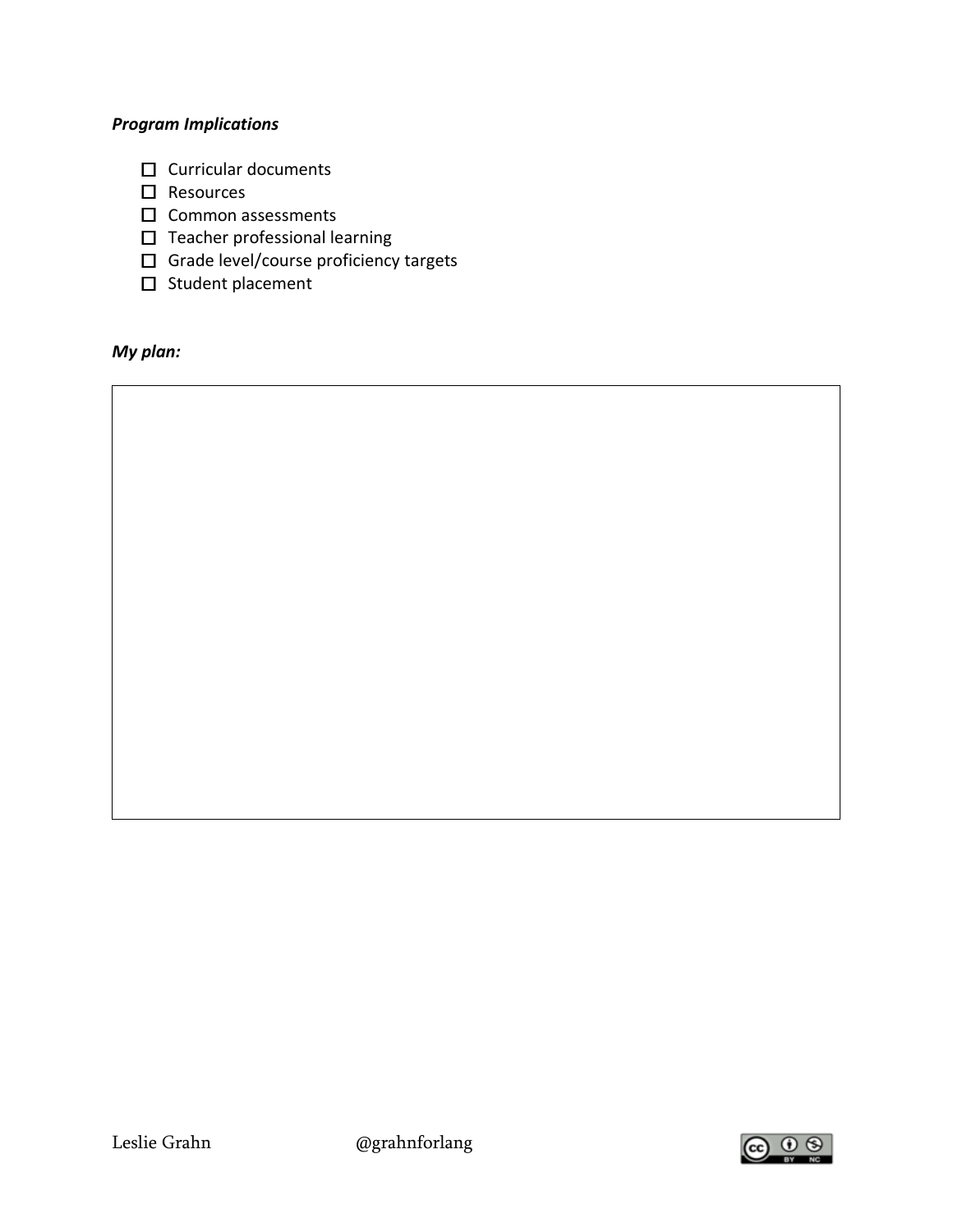***Program Implications***

- ☐ Curricular documents
- ☐ Resources
- ☐ Common assessments
- ☐ Teacher professional learning
- ☐ Grade level/course proficiency targets
- ☐ Student placement

***My plan:***

| |
|---|
| |

Leslie Grahn @grahnforlang